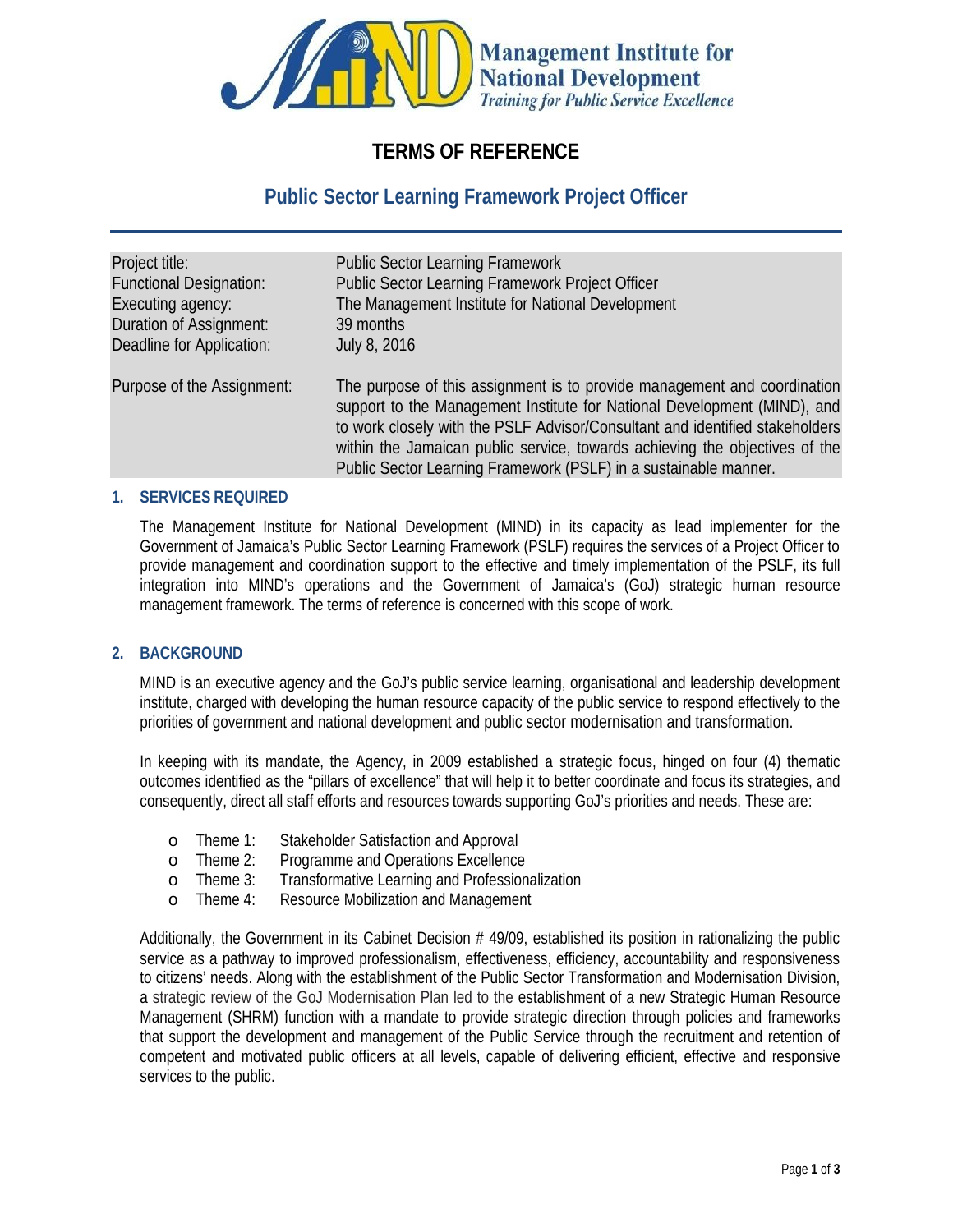Management Institute for National Development
*Training for Public Service Excellence*

# TERMS OF REFERENCE

## Public Sector Learning Framework Project Officer

| | |
|---|---|
| Project title: | Public Sector Learning Framework |
| Functional Designation: | Public Sector Learning Framework Project Officer |
| Executing agency: | The Management Institute for National Development |
| Duration of Assignment: | 39 months |
| Deadline for Application: | July 8, 2016 |
| Purpose of the Assignment: | The purpose of this assignment is to provide management and coordination support to the Management Institute for National Development (MIND), and to work closely with the PSLF Advisor/Consultant and identified stakeholders within the Jamaican public service, towards achieving the objectives of the Public Sector Learning Framework (PSLF) in a sustainable manner. |

### 1. SERVICES REQUIRED

The Management Institute for National Development (MIND) in its capacity as lead implementer for the Government of Jamaica's Public Sector Learning Framework (PSLF) requires the services of a Project Officer to provide management and coordination support to the effective and timely implementation of the PSLF, its full integration into MIND's operations and the Government of Jamaica's (GoJ) strategic human resource management framework. The terms of reference is concerned with this scope of work.

### 2. BACKGROUND

MIND is an executive agency and the GoJ's public service learning, organisational and leadership development institute, charged with developing the human resource capacity of the public service to respond effectively to the priorities of government and national development and public sector modernisation and transformation.

In keeping with its mandate, the Agency, in 2009 established a strategic focus, hinged on four (4) thematic outcomes identified as the "pillars of excellence" that will help it to better coordinate and focus its strategies, and consequently, direct all staff efforts and resources towards supporting GoJ's priorities and needs. These are:

- Theme 1: Stakeholder Satisfaction and Approval
- Theme 2: Programme and Operations Excellence
- Theme 3: Transformative Learning and Professionalization
- Theme 4: Resource Mobilization and Management

Additionally, the Government in its Cabinet Decision # 49/09, established its position in rationalizing the public service as a pathway to improved professionalism, effectiveness, efficiency, accountability and responsiveness to citizens' needs. Along with the establishment of the Public Sector Transformation and Modernisation Division, a strategic review of the GoJ Modernisation Plan led to the establishment of a new Strategic Human Resource Management (SHRM) function with a mandate to provide strategic direction through policies and frameworks that support the development and management of the Public Service through the recruitment and retention of competent and motivated public officers at all levels, capable of delivering efficient, effective and responsive services to the public.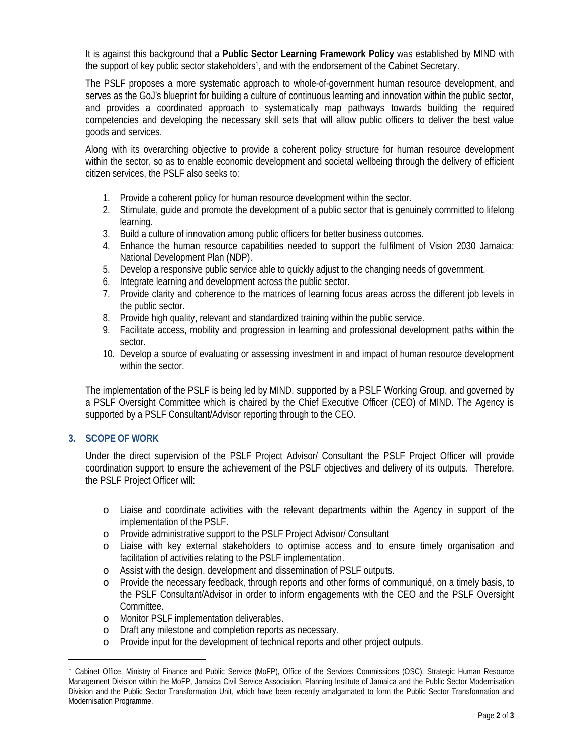It is against this background that a **Public Sector Learning Framework Policy** was established by MIND with the support of key public sector stakeholders[1], and with the endorsement of the Cabinet Secretary.

The PSLF proposes a more systematic approach to whole-of-government human resource development, and serves as the GoJ's blueprint for building a culture of continuous learning and innovation within the public sector, and provides a coordinated approach to systematically map pathways towards building the required competencies and developing the necessary skill sets that will allow public officers to deliver the best value goods and services.

Along with its overarching objective to provide a coherent policy structure for human resource development within the sector, so as to enable economic development and societal wellbeing through the delivery of efficient citizen services, the PSLF also seeks to:

1. Provide a coherent policy for human resource development within the sector.
2. Stimulate, guide and promote the development of a public sector that is genuinely committed to lifelong learning.
3. Build a culture of innovation among public officers for better business outcomes.
4. Enhance the human resource capabilities needed to support the fulfilment of Vision 2030 Jamaica: National Development Plan (NDP).
5. Develop a responsive public service able to quickly adjust to the changing needs of government.
6. Integrate learning and development across the public sector.
7. Provide clarity and coherence to the matrices of learning focus areas across the different job levels in the public sector.
8. Provide high quality, relevant and standardized training within the public service.
9. Facilitate access, mobility and progression in learning and professional development paths within the sector.
10. Develop a source of evaluating or assessing investment in and impact of human resource development within the sector.

The implementation of the PSLF is being led by MIND, supported by a PSLF Working Group, and governed by a PSLF Oversight Committee which is chaired by the Chief Executive Officer (CEO) of MIND. The Agency is supported by a PSLF Consultant/Advisor reporting through to the CEO.

## 3. SCOPE OF WORK

Under the direct supervision of the PSLF Project Advisor/ Consultant the PSLF Project Officer will provide coordination support to ensure the achievement of the PSLF objectives and delivery of its outputs. Therefore, the PSLF Project Officer will:

- Liaise and coordinate activities with the relevant departments within the Agency in support of the implementation of the PSLF.
- Provide administrative support to the PSLF Project Advisor/ Consultant
- Liaise with key external stakeholders to optimise access and to ensure timely organisation and facilitation of activities relating to the PSLF implementation.
- Assist with the design, development and dissemination of PSLF outputs.
- Provide the necessary feedback, through reports and other forms of communiqué, on a timely basis, to the PSLF Consultant/Advisor in order to inform engagements with the CEO and the PSLF Oversight Committee.
- Monitor PSLF implementation deliverables.
- Draft any milestone and completion reports as necessary.
- Provide input for the development of technical reports and other project outputs.

[1] Cabinet Office, Ministry of Finance and Public Service (MoFP), Office of the Services Commissions (OSC), Strategic Human Resource Management Division within the MoFP, Jamaica Civil Service Association, Planning Institute of Jamaica and the Public Sector Modernisation Division and the Public Sector Transformation Unit, which have been recently amalgamated to form the Public Sector Transformation and Modernisation Programme.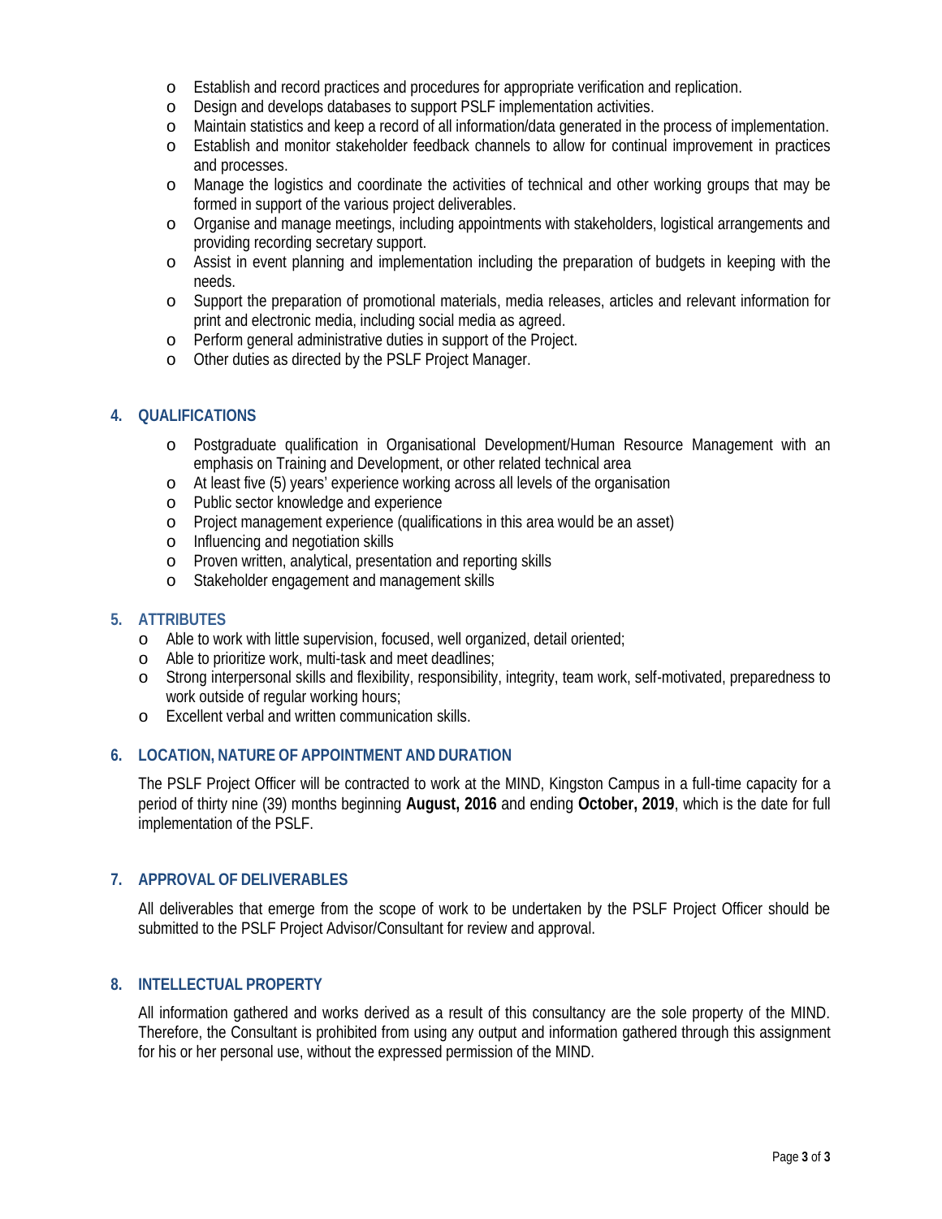- Establish and record practices and procedures for appropriate verification and replication.
- Design and develops databases to support PSLF implementation activities.
- Maintain statistics and keep a record of all information/data generated in the process of implementation.
- Establish and monitor stakeholder feedback channels to allow for continual improvement in practices and processes.
- Manage the logistics and coordinate the activities of technical and other working groups that may be formed in support of the various project deliverables.
- Organise and manage meetings, including appointments with stakeholders, logistical arrangements and providing recording secretary support.
- Assist in event planning and implementation including the preparation of budgets in keeping with the needs.
- Support the preparation of promotional materials, media releases, articles and relevant information for print and electronic media, including social media as agreed.
- Perform general administrative duties in support of the Project.
- Other duties as directed by the PSLF Project Manager.

## 4. QUALIFICATIONS

- Postgraduate qualification in Organisational Development/Human Resource Management with an emphasis on Training and Development, or other related technical area
- At least five (5) years' experience working across all levels of the organisation
- Public sector knowledge and experience
- Project management experience (qualifications in this area would be an asset)
- Influencing and negotiation skills
- Proven written, analytical, presentation and reporting skills
- Stakeholder engagement and management skills

## 5. ATTRIBUTES

- Able to work with little supervision, focused, well organized, detail oriented;
- Able to prioritize work, multi-task and meet deadlines;
- Strong interpersonal skills and flexibility, responsibility, integrity, team work, self-motivated, preparedness to work outside of regular working hours;
- Excellent verbal and written communication skills.

## 6. LOCATION, NATURE OF APPOINTMENT AND DURATION

The PSLF Project Officer will be contracted to work at the MIND, Kingston Campus in a full-time capacity for a period of thirty nine (39) months beginning **August, 2016** and ending **October, 2019**, which is the date for full implementation of the PSLF.

## 7. APPROVAL OF DELIVERABLES

All deliverables that emerge from the scope of work to be undertaken by the PSLF Project Officer should be submitted to the PSLF Project Advisor/Consultant for review and approval.

## 8. INTELLECTUAL PROPERTY

All information gathered and works derived as a result of this consultancy are the sole property of the MIND. Therefore, the Consultant is prohibited from using any output and information gathered through this assignment for his or her personal use, without the expressed permission of the MIND.